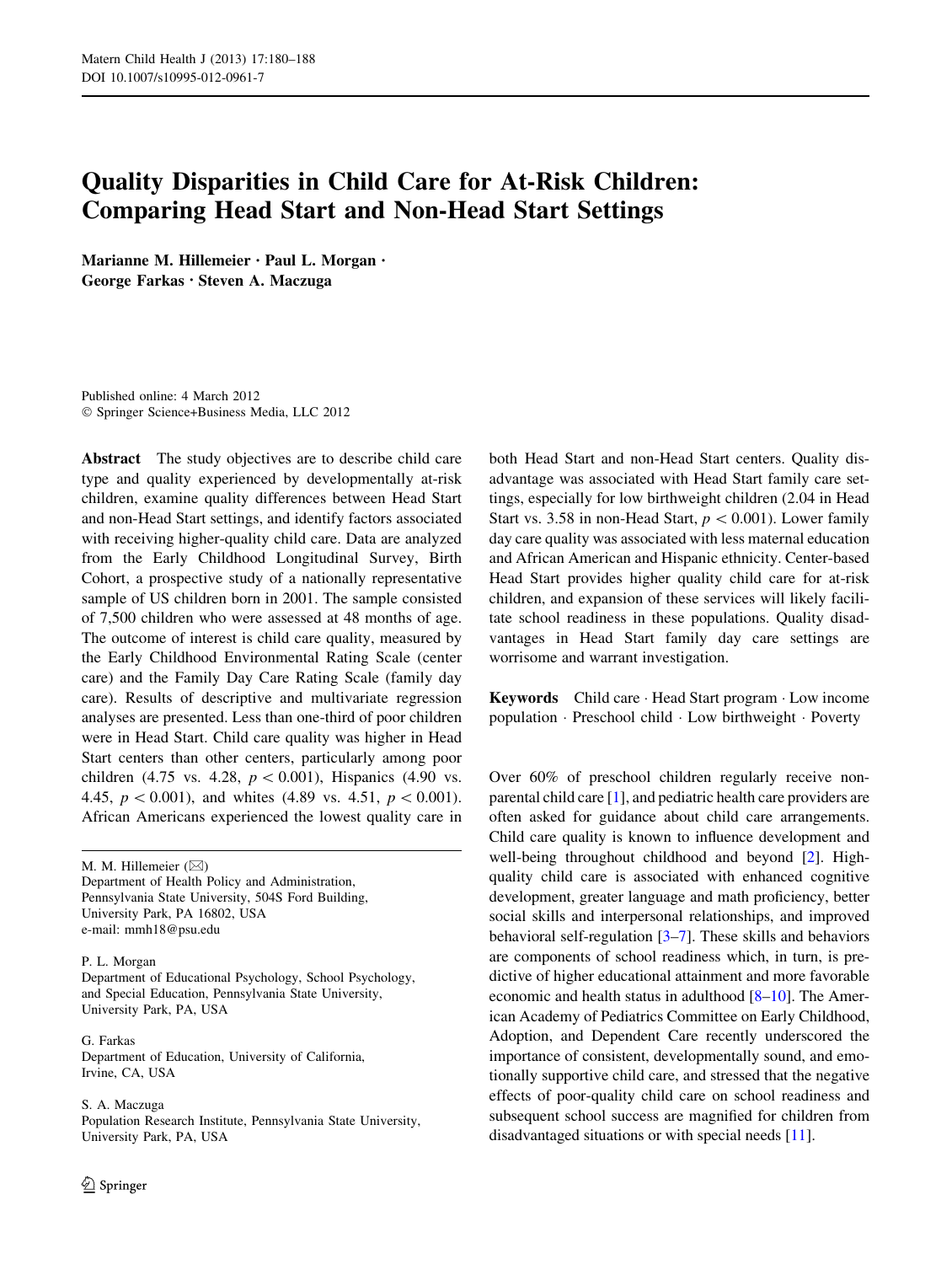# Quality Disparities in Child Care for At-Risk Children: Comparing Head Start and Non-Head Start Settings

**Marianne M. Hillemeier · Paul L. Morgan · George Farkas · Steven A. Maczuga**

Published online: 4 March 2012
© Springer Science+Business Media, LLC 2012

**Abstract** The study objectives are to describe child care type and quality experienced by developmentally at-risk children, examine quality differences between Head Start and non-Head Start settings, and identify factors associated with receiving higher-quality child care. Data are analyzed from the Early Childhood Longitudinal Survey, Birth Cohort, a prospective study of a nationally representative sample of US children born in 2001. The sample consisted of 7,500 children who were assessed at 48 months of age. The outcome of interest is child care quality, measured by the Early Childhood Environmental Rating Scale (center care) and the Family Day Care Rating Scale (family day care). Results of descriptive and multivariate regression analyses are presented. Less than one-third of poor children were in Head Start. Child care quality was higher in Head Start centers than other centers, particularly among poor children (4.75 vs. 4.28, $p < 0.001$), Hispanics (4.90 vs. 4.45, $p < 0.001$), and whites (4.89 vs. 4.51, $p < 0.001$). African Americans experienced the lowest quality care in both Head Start and non-Head Start centers. Quality disadvantage was associated with Head Start family care settings, especially for low birthweight children (2.04 in Head Start vs. 3.58 in non-Head Start, $p < 0.001$). Lower family day care quality was associated with less maternal education and African American and Hispanic ethnicity. Center-based Head Start provides higher quality child care for at-risk children, and expansion of these services will likely facilitate school readiness in these populations. Quality disadvantages in Head Start family day care settings are worrisome and warrant investigation.

**Keywords** Child care · Head Start program · Low income population · Preschool child · Low birthweight · Poverty

M. M. Hillemeier (✉)
Department of Health Policy and Administration, Pennsylvania State University, 504S Ford Building, University Park, PA 16802, USA
e-mail: mmh18@psu.edu

P. L. Morgan
Department of Educational Psychology, School Psychology, and Special Education, Pennsylvania State University, University Park, PA, USA

G. Farkas
Department of Education, University of California, Irvine, CA, USA

S. A. Maczuga
Population Research Institute, Pennsylvania State University, University Park, PA, USA

Over 60% of preschool children regularly receive non-parental child care [1], and pediatric health care providers are often asked for guidance about child care arrangements. Child care quality is known to influence development and well-being throughout childhood and beyond [2]. High-quality child care is associated with enhanced cognitive development, greater language and math proficiency, better social skills and interpersonal relationships, and improved behavioral self-regulation [3–7]. These skills and behaviors are components of school readiness which, in turn, is predictive of higher educational attainment and more favorable economic and health status in adulthood [8–10]. The American Academy of Pediatrics Committee on Early Childhood, Adoption, and Dependent Care recently underscored the importance of consistent, developmentally sound, and emotionally supportive child care, and stressed that the negative effects of poor-quality child care on school readiness and subsequent school success are magnified for children from disadvantaged situations or with special needs [11].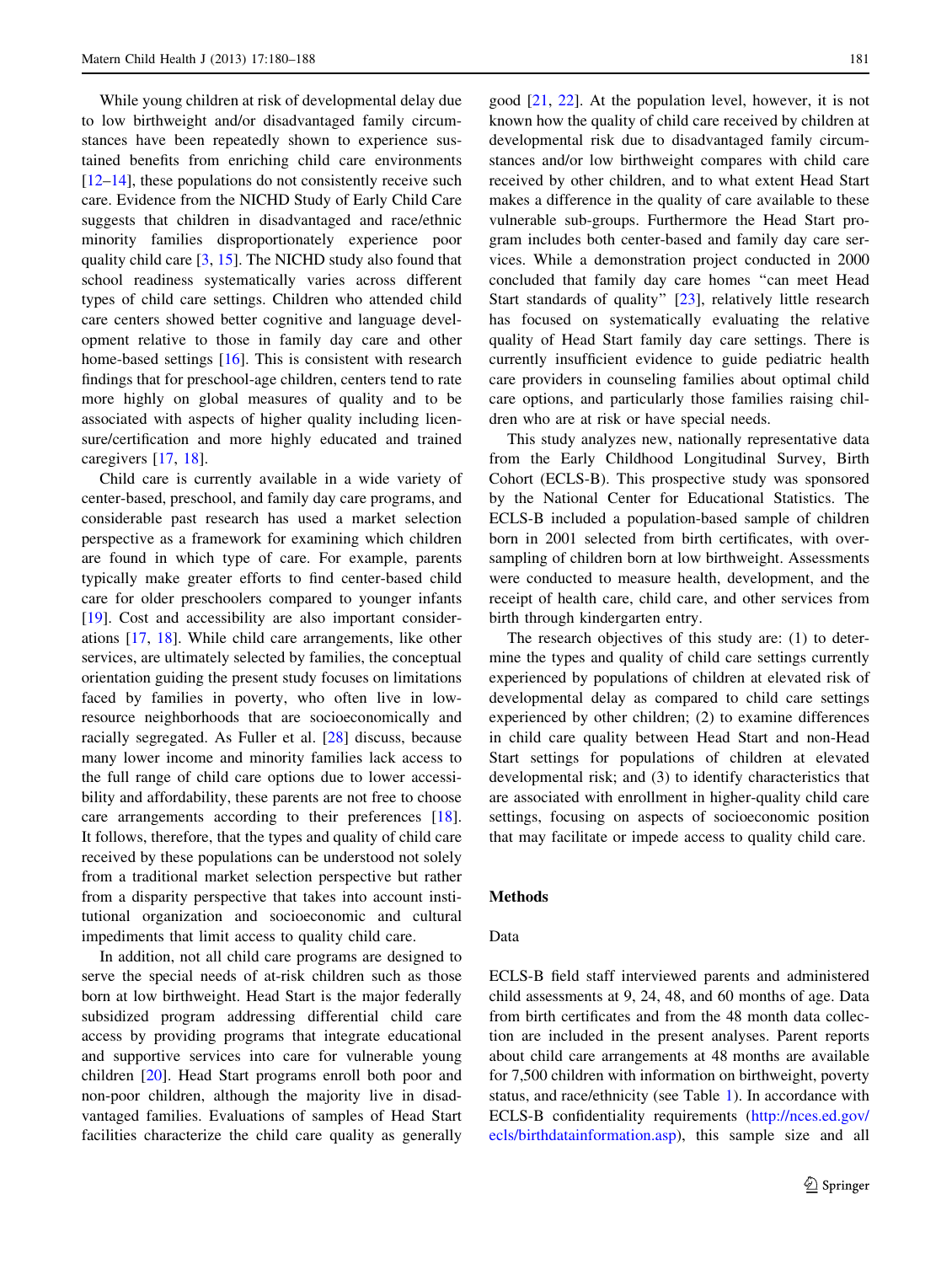While young children at risk of developmental delay due to low birthweight and/or disadvantaged family circumstances have been repeatedly shown to experience sustained benefits from enriching child care environments [12–14], these populations do not consistently receive such care. Evidence from the NICHD Study of Early Child Care suggests that children in disadvantaged and race/ethnic minority families disproportionately experience poor quality child care [3, 15]. The NICHD study also found that school readiness systematically varies across different types of child care settings. Children who attended child care centers showed better cognitive and language development relative to those in family day care and other home-based settings [16]. This is consistent with research findings that for preschool-age children, centers tend to rate more highly on global measures of quality and to be associated with aspects of higher quality including licensure/certification and more highly educated and trained caregivers [17, 18].

Child care is currently available in a wide variety of center-based, preschool, and family day care programs, and considerable past research has used a market selection perspective as a framework for examining which children are found in which type of care. For example, parents typically make greater efforts to find center-based child care for older preschoolers compared to younger infants [19]. Cost and accessibility are also important considerations [17, 18]. While child care arrangements, like other services, are ultimately selected by families, the conceptual orientation guiding the present study focuses on limitations faced by families in poverty, who often live in low-resource neighborhoods that are socioeconomically and racially segregated. As Fuller et al. [28] discuss, because many lower income and minority families lack access to the full range of child care options due to lower accessibility and affordability, these parents are not free to choose care arrangements according to their preferences [18]. It follows, therefore, that the types and quality of child care received by these populations can be understood not solely from a traditional market selection perspective but rather from a disparity perspective that takes into account institutional organization and socioeconomic and cultural impediments that limit access to quality child care.

In addition, not all child care programs are designed to serve the special needs of at-risk children such as those born at low birthweight. Head Start is the major federally subsidized program addressing differential child care access by providing programs that integrate educational and supportive services into care for vulnerable young children [20]. Head Start programs enroll both poor and non-poor children, although the majority live in disadvantaged families. Evaluations of samples of Head Start facilities characterize the child care quality as generally good [21, 22]. At the population level, however, it is not known how the quality of child care received by children at developmental risk due to disadvantaged family circumstances and/or low birthweight compares with child care received by other children, and to what extent Head Start makes a difference in the quality of care available to these vulnerable sub-groups. Furthermore the Head Start program includes both center-based and family day care services. While a demonstration project conducted in 2000 concluded that family day care homes "can meet Head Start standards of quality" [23], relatively little research has focused on systematically evaluating the relative quality of Head Start family day care settings. There is currently insufficient evidence to guide pediatric health care providers in counseling families about optimal child care options, and particularly those families raising children who are at risk or have special needs.

This study analyzes new, nationally representative data from the Early Childhood Longitudinal Survey, Birth Cohort (ECLS-B). This prospective study was sponsored by the National Center for Educational Statistics. The ECLS-B included a population-based sample of children born in 2001 selected from birth certificates, with oversampling of children born at low birthweight. Assessments were conducted to measure health, development, and the receipt of health care, child care, and other services from birth through kindergarten entry.

The research objectives of this study are: (1) to determine the types and quality of child care settings currently experienced by populations of children at elevated risk of developmental delay as compared to child care settings experienced by other children; (2) to examine differences in child care quality between Head Start and non-Head Start settings for populations of children at elevated developmental risk; and (3) to identify characteristics that are associated with enrollment in higher-quality child care settings, focusing on aspects of socioeconomic position that may facilitate or impede access to quality child care.

## Methods

### Data

ECLS-B field staff interviewed parents and administered child assessments at 9, 24, 48, and 60 months of age. Data from birth certificates and from the 48 month data collection are included in the present analyses. Parent reports about child care arrangements at 48 months are available for 7,500 children with information on birthweight, poverty status, and race/ethnicity (see Table 1). In accordance with ECLS-B confidentiality requirements (http://nces.ed.gov/ecls/birthdatainformation.asp), this sample size and all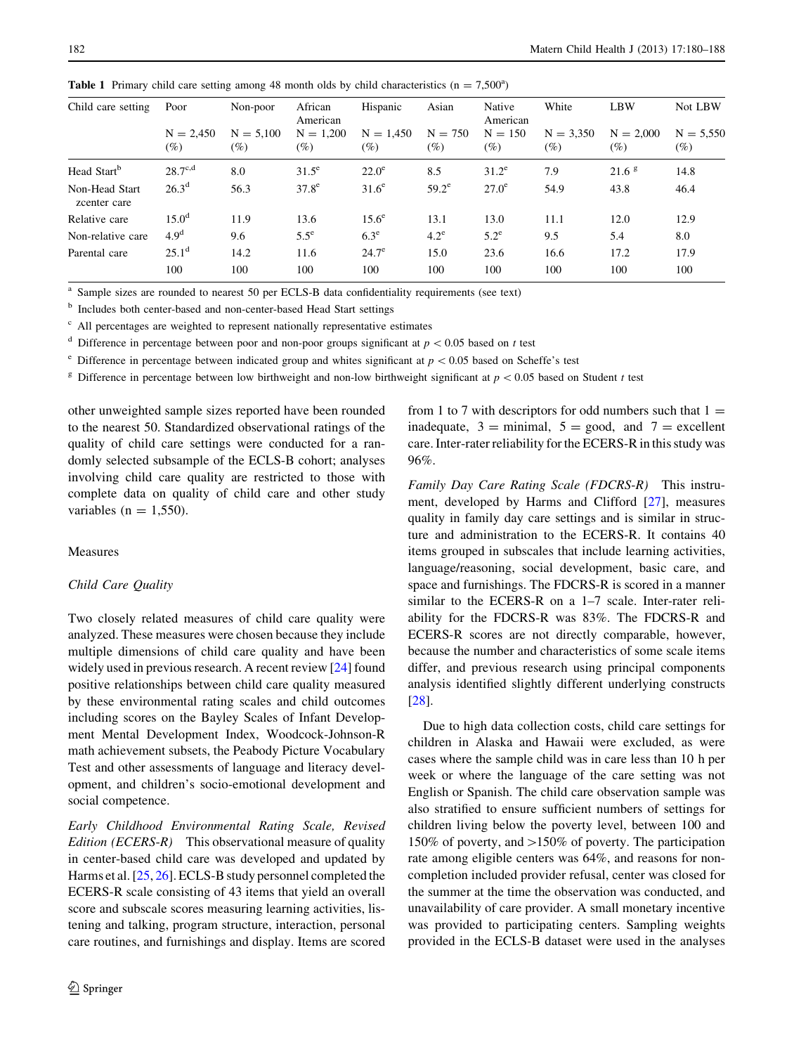**Table 1** Primary child care setting among 48 month olds by child characteristics (n = 7,500[a])

| Child care setting | Poor | Non-poor | African American | Hispanic | Asian | Native American | White | LBW | Not LBW |
|---|---|---|---|---|---|---|---|---|---|
| | N = 2,450 (%) | N = 5,100 (%) | N = 1,200 (%) | N = 1,450 (%) | N = 750 (%) | N = 150 (%) | N = 3,350 (%) | N = 2,000 (%) | N = 5,550 (%) |
| Head Start[b] | 28.7[c,d] | 8.0 | 31.5[e] | 22.0[e] | 8.5 | 31.2[e] | 7.9 | 21.6 [g] | 14.8 |
| Non-Head Start zcenter care | 26.3[d] | 56.3 | 37.8[e] | 31.6[e] | 59.2[e] | 27.0[e] | 54.9 | 43.8 | 46.4 |
| Relative care | 15.0[d] | 11.9 | 13.6 | 15.6[e] | 13.1 | 13.0 | 11.1 | 12.0 | 12.9 |
| Non-relative care | 4.9[d] | 9.6 | 5.5[e] | 6.3[e] | 4.2[e] | 5.2[e] | 9.5 | 5.4 | 8.0 |
| Parental care | 25.1[d] | 14.2 | 11.6 | 24.7[e] | 15.0 | 23.6 | 16.6 | 17.2 | 17.9 |
| | 100 | 100 | 100 | 100 | 100 | 100 | 100 | 100 | 100 |

[a] Sample sizes are rounded to nearest 50 per ECLS-B data confidentiality requirements (see text)

[b] Includes both center-based and non-center-based Head Start settings

[c] All percentages are weighted to represent nationally representative estimates

[d] Difference in percentage between poor and non-poor groups significant at $p < 0.05$ based on $t$ test

[e] Difference in percentage between indicated group and whites significant at $p < 0.05$ based on Scheffe's test

[g] Difference in percentage between low birthweight and non-low birthweight significant at $p < 0.05$ based on Student $t$ test

other unweighted sample sizes reported have been rounded to the nearest 50. Standardized observational ratings of the quality of child care settings were conducted for a randomly selected subsample of the ECLS-B cohort; analyses involving child care quality are restricted to those with complete data on quality of child care and other study variables (n = 1,550).

## Measures

### Child Care Quality

Two closely related measures of child care quality were analyzed. These measures were chosen because they include multiple dimensions of child care quality and have been widely used in previous research. A recent review [24] found positive relationships between child care quality measured by these environmental rating scales and child outcomes including scores on the Bayley Scales of Infant Development Mental Development Index, Woodcock-Johnson-R math achievement subsets, the Peabody Picture Vocabulary Test and other assessments of language and literacy development, and children's socio-emotional development and social competence.

*Early Childhood Environmental Rating Scale, Revised Edition (ECERS-R)* This observational measure of quality in center-based child care was developed and updated by Harms et al. [25, 26]. ECLS-B study personnel completed the ECERS-R scale consisting of 43 items that yield an overall score and subscale scores measuring learning activities, listening and talking, program structure, interaction, personal care routines, and furnishings and display. Items are scored from 1 to 7 with descriptors for odd numbers such that 1 = inadequate, 3 = minimal, 5 = good, and 7 = excellent care. Inter-rater reliability for the ECERS-R in this study was 96%.

*Family Day Care Rating Scale (FDCRS-R)* This instrument, developed by Harms and Clifford [27], measures quality in family day care settings and is similar in structure and administration to the ECERS-R. It contains 40 items grouped in subscales that include learning activities, language/reasoning, social development, basic care, and space and furnishings. The FDCRS-R is scored in a manner similar to the ECERS-R on a 1–7 scale. Inter-rater reliability for the FDCRS-R was 83%. The FDCRS-R and ECERS-R scores are not directly comparable, however, because the number and characteristics of some scale items differ, and previous research using principal components analysis identified slightly different underlying constructs [28].

Due to high data collection costs, child care settings for children in Alaska and Hawaii were excluded, as were cases where the sample child was in care less than 10 h per week or where the language of the care setting was not English or Spanish. The child care observation sample was also stratified to ensure sufficient numbers of settings for children living below the poverty level, between 100 and 150% of poverty, and >150% of poverty. The participation rate among eligible centers was 64%, and reasons for non-completion included provider refusal, center was closed for the summer at the time the observation was conducted, and unavailability of care provider. A small monetary incentive was provided to participating centers. Sampling weights provided in the ECLS-B dataset were used in the analyses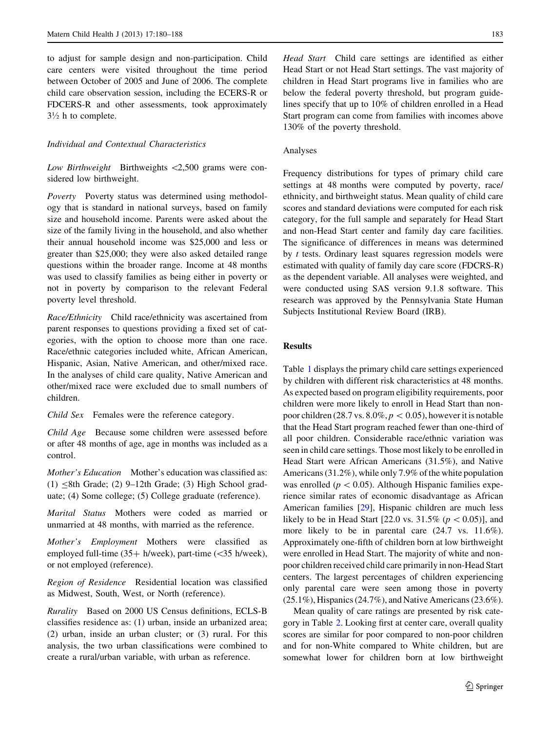to adjust for sample design and non-participation. Child care centers were visited throughout the time period between October of 2005 and June of 2006. The complete child care observation session, including the ECERS-R or FDCERS-R and other assessments, took approximately 3½ h to complete.

### Individual and Contextual Characteristics

*Low Birthweight* Birthweights <2,500 grams were considered low birthweight.

*Poverty* Poverty status was determined using methodology that is standard in national surveys, based on family size and household income. Parents were asked about the size of the family living in the household, and also whether their annual household income was $25,000 and less or greater than $25,000; they were also asked detailed range questions within the broader range. Income at 48 months was used to classify families as being either in poverty or not in poverty by comparison to the relevant Federal poverty level threshold.

*Race/Ethnicity* Child race/ethnicity was ascertained from parent responses to questions providing a fixed set of categories, with the option to choose more than one race. Race/ethnic categories included white, African American, Hispanic, Asian, Native American, and other/mixed race. In the analyses of child care quality, Native American and other/mixed race were excluded due to small numbers of children.

*Child Sex* Females were the reference category.

*Child Age* Because some children were assessed before or after 48 months of age, age in months was included as a control.

*Mother's Education* Mother's education was classified as: (1) ≤8th Grade; (2) 9–12th Grade; (3) High School graduate; (4) Some college; (5) College graduate (reference).

*Marital Status* Mothers were coded as married or unmarried at 48 months, with married as the reference.

*Mother's Employment* Mothers were classified as employed full-time (35+ h/week), part-time (<35 h/week), or not employed (reference).

*Region of Residence* Residential location was classified as Midwest, South, West, or North (reference).

*Rurality* Based on 2000 US Census definitions, ECLS-B classifies residence as: (1) urban, inside an urbanized area; (2) urban, inside an urban cluster; or (3) rural. For this analysis, the two urban classifications were combined to create a rural/urban variable, with urban as reference.

*Head Start* Child care settings are identified as either Head Start or not Head Start settings. The vast majority of children in Head Start programs live in families who are below the federal poverty threshold, but program guidelines specify that up to 10% of children enrolled in a Head Start program can come from families with incomes above 130% of the poverty threshold.

### Analyses

Frequency distributions for types of primary child care settings at 48 months were computed by poverty, race/ethnicity, and birthweight status. Mean quality of child care scores and standard deviations were computed for each risk category, for the full sample and separately for Head Start and non-Head Start center and family day care facilities. The significance of differences in means was determined by *t* tests. Ordinary least squares regression models were estimated with quality of family day care score (FDCRS-R) as the dependent variable. All analyses were weighted, and were conducted using SAS version 9.1.8 software. This research was approved by the Pennsylvania State Human Subjects Institutional Review Board (IRB).

## Results

Table 1 displays the primary child care settings experienced by children with different risk characteristics at 48 months. As expected based on program eligibility requirements, poor children were more likely to enroll in Head Start than non-poor children (28.7 vs. 8.0%, $p < 0.05$), however it is notable that the Head Start program reached fewer than one-third of all poor children. Considerable race/ethnic variation was seen in child care settings. Those most likely to be enrolled in Head Start were African Americans (31.5%), and Native Americans (31.2%), while only 7.9% of the white population was enrolled ($p < 0.05$). Although Hispanic families experience similar rates of economic disadvantage as African American families [29], Hispanic children are much less likely to be in Head Start [22.0 vs. 31.5% ($p < 0.05$)], and more likely to be in parental care (24.7 vs. 11.6%). Approximately one-fifth of children born at low birthweight were enrolled in Head Start. The majority of white and non-poor children received child care primarily in non-Head Start centers. The largest percentages of children experiencing only parental care were seen among those in poverty (25.1%), Hispanics (24.7%), and Native Americans (23.6%).

Mean quality of care ratings are presented by risk category in Table 2. Looking first at center care, overall quality scores are similar for poor compared to non-poor children and for non-White compared to White children, but are somewhat lower for children born at low birthweight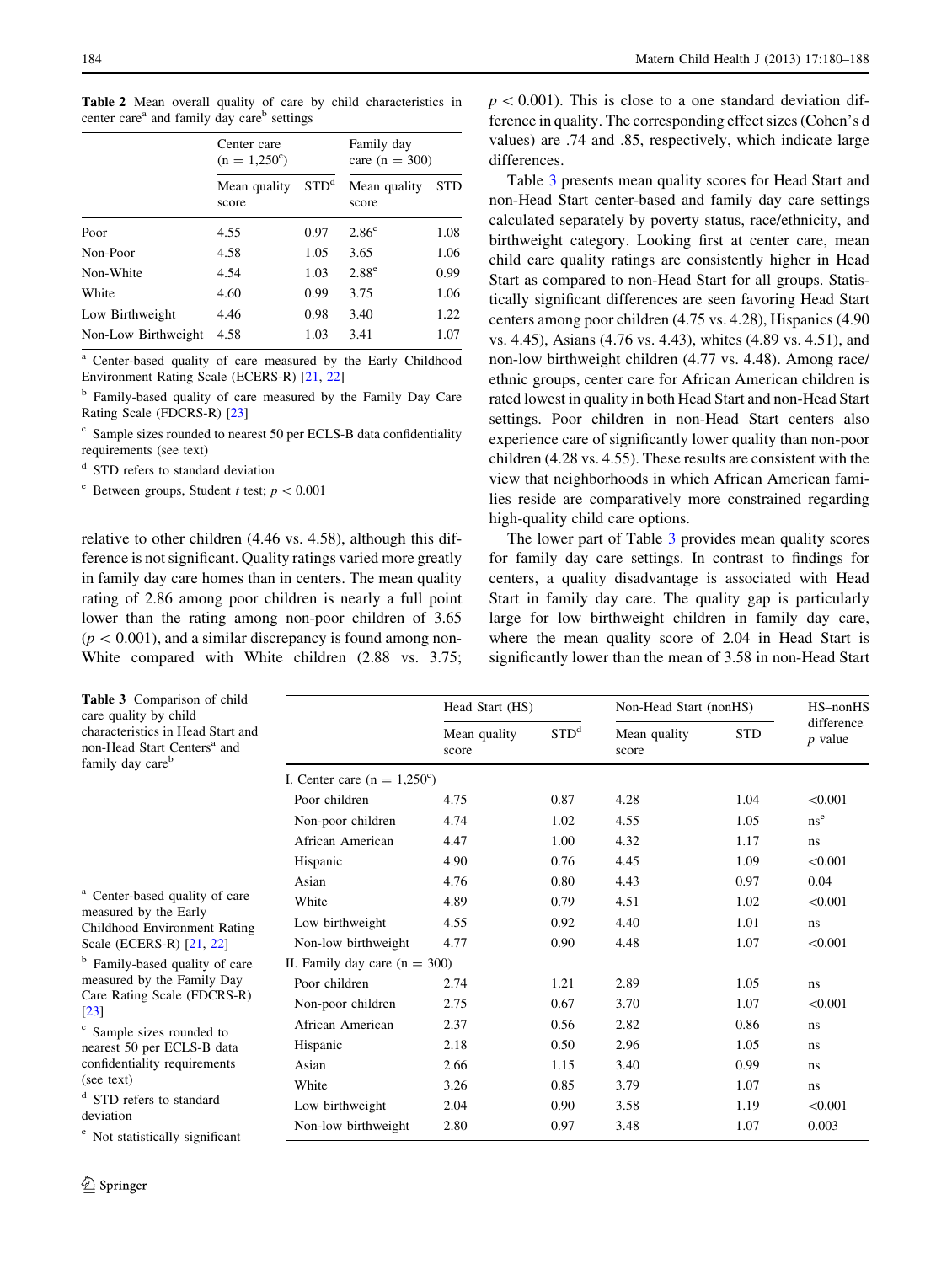**Table 2** Mean overall quality of care by child characteristics in center care[a] and family day care[b] settings

| | Center care (n = 1,250[c]) | | Family day care (n = 300) | |
|---|---|---|---|---|
| | Mean quality score | STD[d] | Mean quality score | STD |
| Poor | 4.55 | 0.97 | 2.86[e] | 1.08 |
| Non-Poor | 4.58 | 1.05 | 3.65 | 1.06 |
| Non-White | 4.54 | 1.03 | 2.88[e] | 0.99 |
| White | 4.60 | 0.99 | 3.75 | 1.06 |
| Low Birthweight | 4.46 | 0.98 | 3.40 | 1.22 |
| Non-Low Birthweight | 4.58 | 1.03 | 3.41 | 1.07 |

[a] Center-based quality of care measured by the Early Childhood Environment Rating Scale (ECERS-R) [21, 22]

[b] Family-based quality of care measured by the Family Day Care Rating Scale (FDCRS-R) [23]

[c] Sample sizes rounded to nearest 50 per ECLS-B data confidentiality requirements (see text)

[d] STD refers to standard deviation

[e] Between groups, Student $t$ test; $p < 0.001$

relative to other children (4.46 vs. 4.58), although this difference is not significant. Quality ratings varied more greatly in family day care homes than in centers. The mean quality rating of 2.86 among poor children is nearly a full point lower than the rating among non-poor children of 3.65 ($p < 0.001$), and a similar discrepancy is found among non-White compared with White children (2.88 vs. 3.75; $p < 0.001$). This is close to a one standard deviation difference in quality. The corresponding effect sizes (Cohen's d values) are .74 and .85, respectively, which indicate large differences.

Table 3 presents mean quality scores for Head Start and non-Head Start center-based and family day care settings calculated separately by poverty status, race/ethnicity, and birthweight category. Looking first at center care, mean child care quality ratings are consistently higher in Head Start as compared to non-Head Start for all groups. Statistically significant differences are seen favoring Head Start centers among poor children (4.75 vs. 4.28), Hispanics (4.90 vs. 4.45), Asians (4.76 vs. 4.43), whites (4.89 vs. 4.51), and non-low birthweight children (4.77 vs. 4.48). Among race/ethnic groups, center care for African American children is rated lowest in quality in both Head Start and non-Head Start settings. Poor children in non-Head Start centers also experience care of significantly lower quality than non-poor children (4.28 vs. 4.55). These results are consistent with the view that neighborhoods in which African American families reside are comparatively more constrained regarding high-quality child care options.

The lower part of Table 3 provides mean quality scores for family day care settings. In contrast to findings for centers, a quality disadvantage is associated with Head Start in family day care. The quality gap is particularly large for low birthweight children in family day care, where the mean quality score of 2.04 in Head Start is significantly lower than the mean of 3.58 in non-Head Start

**Table 3** Comparison of child care quality by child characteristics in Head Start and non-Head Start Centers[a] and family day care[b]

| | Head Start (HS) | | Non-Head Start (nonHS) | | HS–nonHS difference $p$ value |
|---|---|---|---|---|---|
| | Mean quality score | STD[d] | Mean quality score | STD | |
| I. Center care (n = 1,250[c]) | | | | | |
| Poor children | 4.75 | 0.87 | 4.28 | 1.04 | <0.001 |
| Non-poor children | 4.74 | 1.02 | 4.55 | 1.05 | ns[e] |
| African American | 4.47 | 1.00 | 4.32 | 1.17 | ns |
| Hispanic | 4.90 | 0.76 | 4.45 | 1.09 | <0.001 |
| Asian | 4.76 | 0.80 | 4.43 | 0.97 | 0.04 |
| White | 4.89 | 0.79 | 4.51 | 1.02 | <0.001 |
| Low birthweight | 4.55 | 0.92 | 4.40 | 1.01 | ns |
| Non-low birthweight | 4.77 | 0.90 | 4.48 | 1.07 | <0.001 |
| II. Family day care (n = 300) | | | | | |
| Poor children | 2.74 | 1.21 | 2.89 | 1.05 | ns |
| Non-poor children | 2.75 | 0.67 | 3.70 | 1.07 | <0.001 |
| African American | 2.37 | 0.56 | 2.82 | 0.86 | ns |
| Hispanic | 2.18 | 0.50 | 2.96 | 1.05 | ns |
| Asian | 2.66 | 1.15 | 3.40 | 0.99 | ns |
| White | 3.26 | 0.85 | 3.79 | 1.07 | ns |
| Low birthweight | 2.04 | 0.90 | 3.58 | 1.19 | <0.001 |
| Non-low birthweight | 2.80 | 0.97 | 3.48 | 1.07 | 0.003 |

[a] Center-based quality of care measured by the Early Childhood Environment Rating Scale (ECERS-R) [21, 22]

[b] Family-based quality of care measured by the Family Day Care Rating Scale (FDCRS-R) [23]

[c] Sample sizes rounded to nearest 50 per ECLS-B data confidentiality requirements (see text)

[d] STD refers to standard deviation

[e] Not statistically significant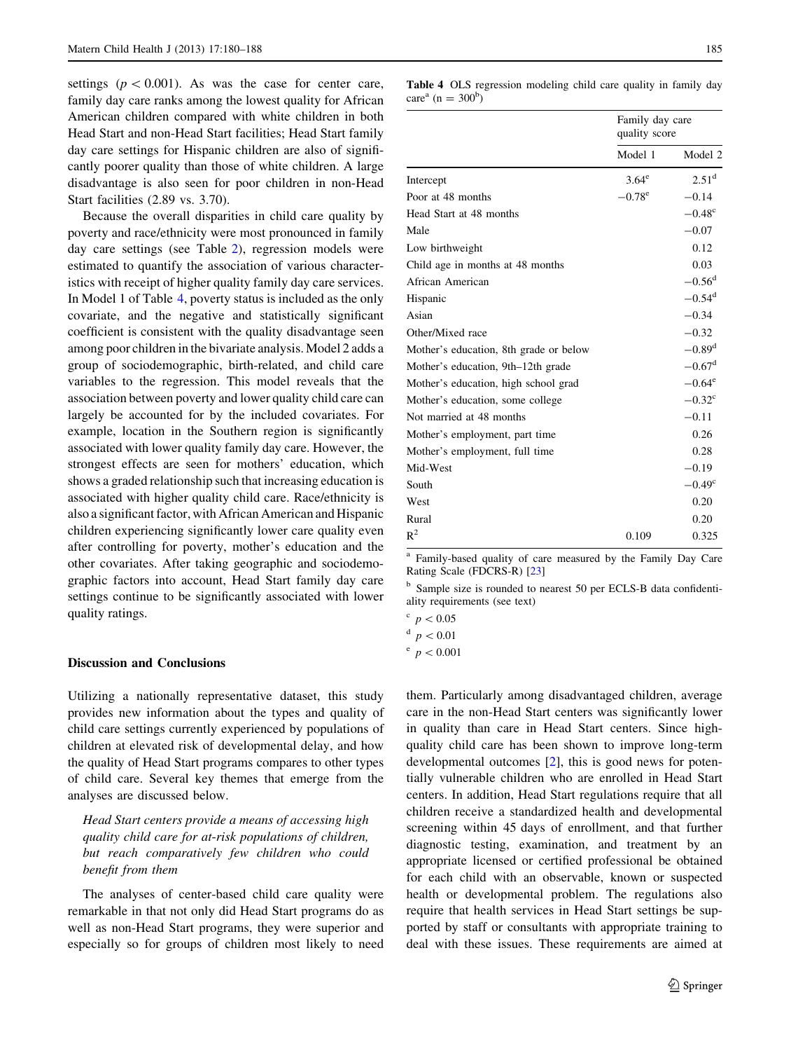settings ($p < 0.001$). As was the case for center care, family day care ranks among the lowest quality for African American children compared with white children in both Head Start and non-Head Start facilities; Head Start family day care settings for Hispanic children are also of significantly poorer quality than those of white children. A large disadvantage is also seen for poor children in non-Head Start facilities (2.89 vs. 3.70).

Because the overall disparities in child care quality by poverty and race/ethnicity were most pronounced in family day care settings (see Table 2), regression models were estimated to quantify the association of various characteristics with receipt of higher quality family day care services. In Model 1 of Table 4, poverty status is included as the only covariate, and the negative and statistically significant coefficient is consistent with the quality disadvantage seen among poor children in the bivariate analysis. Model 2 adds a group of sociodemographic, birth-related, and child care variables to the regression. This model reveals that the association between poverty and lower quality child care can largely be accounted for by the included covariates. For example, location in the Southern region is significantly associated with lower quality family day care. However, the strongest effects are seen for mothers' education, which shows a graded relationship such that increasing education is associated with higher quality child care. Race/ethnicity is also a significant factor, with African American and Hispanic children experiencing significantly lower care quality even after controlling for poverty, mother's education and the other covariates. After taking geographic and sociodemographic factors into account, Head Start family day care settings continue to be significantly associated with lower quality ratings.

**Table 4** OLS regression modeling child care quality in family day care[a] (n = 300[b])

| | Family day care quality score | |
|---|---|---|
| | Model 1 | Model 2 |
| Intercept | 3.64[e] | 2.51[d] |
| Poor at 48 months | −0.78[e] | −0.14 |
| Head Start at 48 months | | −0.48[c] |
| Male | | −0.07 |
| Low birthweight | | 0.12 |
| Child age in months at 48 months | | 0.03 |
| African American | | −0.56[d] |
| Hispanic | | −0.54[d] |
| Asian | | −0.34 |
| Other/Mixed race | | −0.32 |
| Mother's education, 8th grade or below | | −0.89[d] |
| Mother's education, 9th–12th grade | | −0.67[d] |
| Mother's education, high school grad | | −0.64[e] |
| Mother's education, some college | | −0.32[c] |
| Not married at 48 months | | −0.11 |
| Mother's employment, part time | | 0.26 |
| Mother's employment, full time | | 0.28 |
| Mid-West | | −0.19 |
| South | | −0.49[c] |
| West | | 0.20 |
| Rural | | 0.20 |
| $R^2$ | 0.109 | 0.325 |

[a] Family-based quality of care measured by the Family Day Care Rating Scale (FDCRS-R) [23]

[b] Sample size is rounded to nearest 50 per ECLS-B data confidentiality requirements (see text)

[c] $p < 0.05$

[d] $p < 0.01$

[e] $p < 0.001$

## Discussion and Conclusions

Utilizing a nationally representative dataset, this study provides new information about the types and quality of child care settings currently experienced by populations of children at elevated risk of developmental delay, and how the quality of Head Start programs compares to other types of child care. Several key themes that emerge from the analyses are discussed below.

*Head Start centers provide a means of accessing high quality child care for at-risk populations of children, but reach comparatively few children who could benefit from them*

The analyses of center-based child care quality were remarkable in that not only did Head Start programs do as well as non-Head Start programs, they were superior and especially so for groups of children most likely to need them. Particularly among disadvantaged children, average care in the non-Head Start centers was significantly lower in quality than care in Head Start centers. Since high-quality child care has been shown to improve long-term developmental outcomes [2], this is good news for potentially vulnerable children who are enrolled in Head Start centers. In addition, Head Start regulations require that all children receive a standardized health and developmental screening within 45 days of enrollment, and that further diagnostic testing, examination, and treatment by an appropriate licensed or certified professional be obtained for each child with an observable, known or suspected health or developmental problem. The regulations also require that health services in Head Start settings be supported by staff or consultants with appropriate training to deal with these issues. These requirements are aimed at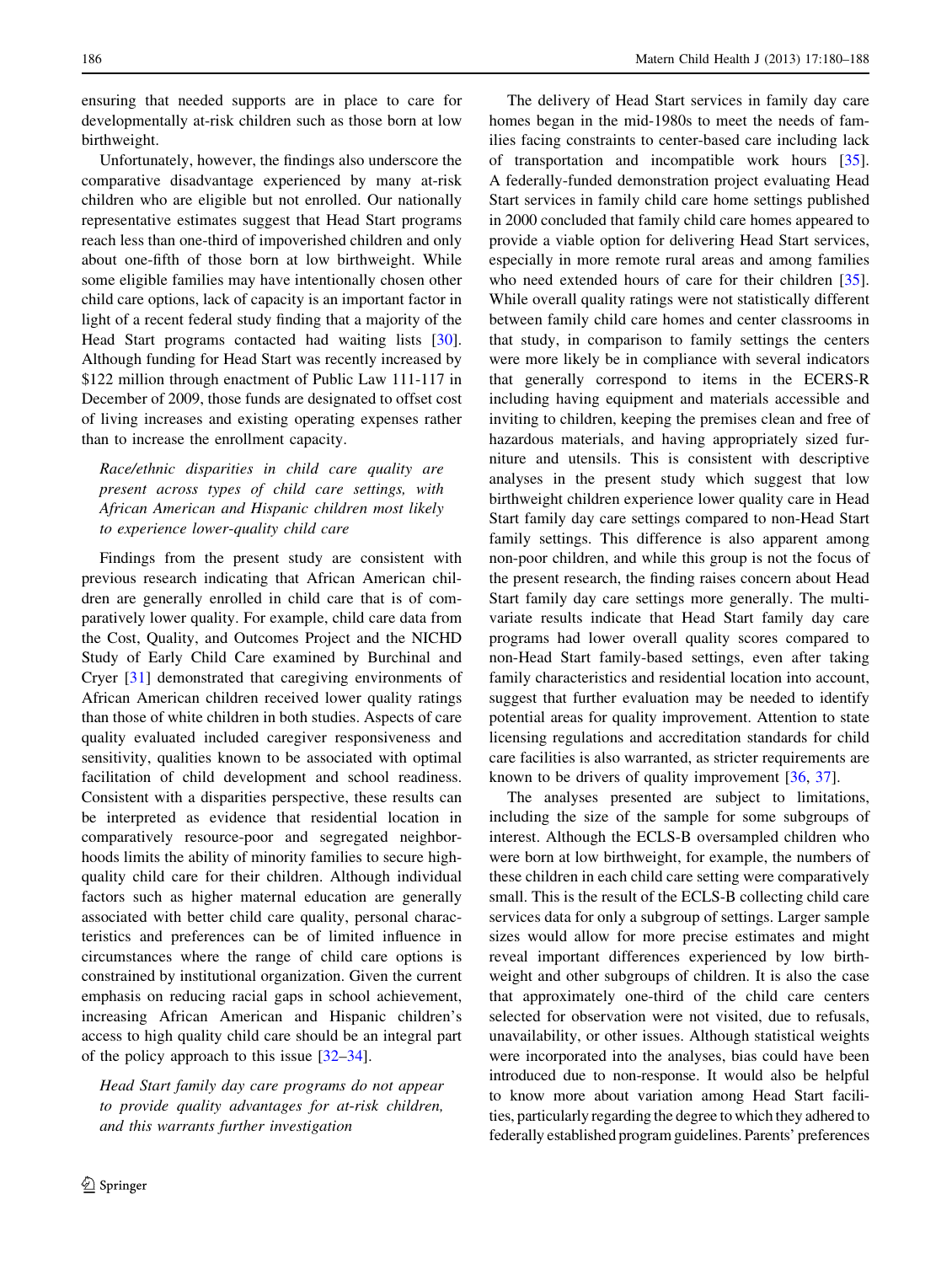ensuring that needed supports are in place to care for developmentally at-risk children such as those born at low birthweight.

Unfortunately, however, the findings also underscore the comparative disadvantage experienced by many at-risk children who are eligible but not enrolled. Our nationally representative estimates suggest that Head Start programs reach less than one-third of impoverished children and only about one-fifth of those born at low birthweight. While some eligible families may have intentionally chosen other child care options, lack of capacity is an important factor in light of a recent federal study finding that a majority of the Head Start programs contacted had waiting lists [30]. Although funding for Head Start was recently increased by $122 million through enactment of Public Law 111-117 in December of 2009, those funds are designated to offset cost of living increases and existing operating expenses rather than to increase the enrollment capacity.

*Race/ethnic disparities in child care quality are present across types of child care settings, with African American and Hispanic children most likely to experience lower-quality child care*

Findings from the present study are consistent with previous research indicating that African American children are generally enrolled in child care that is of comparatively lower quality. For example, child care data from the Cost, Quality, and Outcomes Project and the NICHD Study of Early Child Care examined by Burchinal and Cryer [31] demonstrated that caregiving environments of African American children received lower quality ratings than those of white children in both studies. Aspects of care quality evaluated included caregiver responsiveness and sensitivity, qualities known to be associated with optimal facilitation of child development and school readiness. Consistent with a disparities perspective, these results can be interpreted as evidence that residential location in comparatively resource-poor and segregated neighborhoods limits the ability of minority families to secure high-quality child care for their children. Although individual factors such as higher maternal education are generally associated with better child care quality, personal characteristics and preferences can be of limited influence in circumstances where the range of child care options is constrained by institutional organization. Given the current emphasis on reducing racial gaps in school achievement, increasing African American and Hispanic children's access to high quality child care should be an integral part of the policy approach to this issue [32–34].

*Head Start family day care programs do not appear to provide quality advantages for at-risk children, and this warrants further investigation*

The delivery of Head Start services in family day care homes began in the mid-1980s to meet the needs of families facing constraints to center-based care including lack of transportation and incompatible work hours [35]. A federally-funded demonstration project evaluating Head Start services in family child care home settings published in 2000 concluded that family child care homes appeared to provide a viable option for delivering Head Start services, especially in more remote rural areas and among families who need extended hours of care for their children [35]. While overall quality ratings were not statistically different between family child care homes and center classrooms in that study, in comparison to family settings the centers were more likely be in compliance with several indicators that generally correspond to items in the ECERS-R including having equipment and materials accessible and inviting to children, keeping the premises clean and free of hazardous materials, and having appropriately sized furniture and utensils. This is consistent with descriptive analyses in the present study which suggest that low birthweight children experience lower quality care in Head Start family day care settings compared to non-Head Start family settings. This difference is also apparent among non-poor children, and while this group is not the focus of the present research, the finding raises concern about Head Start family day care settings more generally. The multivariate results indicate that Head Start family day care programs had lower overall quality scores compared to non-Head Start family-based settings, even after taking family characteristics and residential location into account, suggest that further evaluation may be needed to identify potential areas for quality improvement. Attention to state licensing regulations and accreditation standards for child care facilities is also warranted, as stricter requirements are known to be drivers of quality improvement [36, 37].

The analyses presented are subject to limitations, including the size of the sample for some subgroups of interest. Although the ECLS-B oversampled children who were born at low birthweight, for example, the numbers of these children in each child care setting were comparatively small. This is the result of the ECLS-B collecting child care services data for only a subgroup of settings. Larger sample sizes would allow for more precise estimates and might reveal important differences experienced by low birthweight and other subgroups of children. It is also the case that approximately one-third of the child care centers selected for observation were not visited, due to refusals, unavailability, or other issues. Although statistical weights were incorporated into the analyses, bias could have been introduced due to non-response. It would also be helpful to know more about variation among Head Start facilities, particularly regarding the degree to which they adhered to federally established program guidelines. Parents' preferences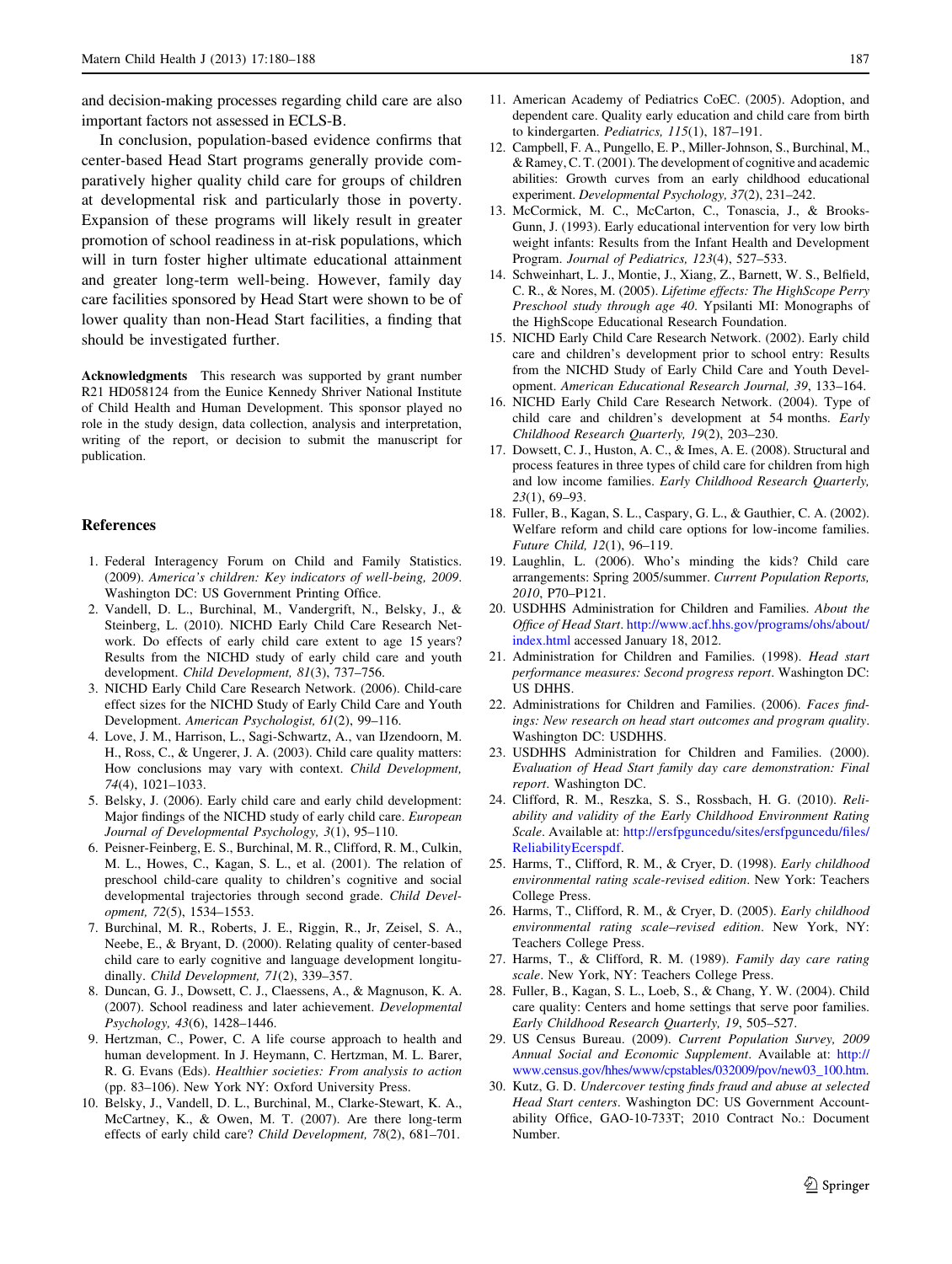and decision-making processes regarding child care are also important factors not assessed in ECLS-B.

In conclusion, population-based evidence confirms that center-based Head Start programs generally provide comparatively higher quality child care for groups of children at developmental risk and particularly those in poverty. Expansion of these programs will likely result in greater promotion of school readiness in at-risk populations, which will in turn foster higher ultimate educational attainment and greater long-term well-being. However, family day care facilities sponsored by Head Start were shown to be of lower quality than non-Head Start facilities, a finding that should be investigated further.

**Acknowledgments** This research was supported by grant number R21 HD058124 from the Eunice Kennedy Shriver National Institute of Child Health and Human Development. This sponsor played no role in the study design, data collection, analysis and interpretation, writing of the report, or decision to submit the manuscript for publication.

## References

1. Federal Interagency Forum on Child and Family Statistics. (2009). *America's children: Key indicators of well-being, 2009*. Washington DC: US Government Printing Office.
2. Vandell, D. L., Burchinal, M., Vandergrift, N., Belsky, J., & Steinberg, L. (2010). NICHD Early Child Care Research Network. Do effects of early child care extent to age 15 years? Results from the NICHD study of early child care and youth development. *Child Development, 81*(3), 737–756.
3. NICHD Early Child Care Research Network. (2006). Child-care effect sizes for the NICHD Study of Early Child Care and Youth Development. *American Psychologist, 61*(2), 99–116.
4. Love, J. M., Harrison, L., Sagi-Schwartz, A., van IJzendoorn, M. H., Ross, C., & Ungerer, J. A. (2003). Child care quality matters: How conclusions may vary with context. *Child Development, 74*(4), 1021–1033.
5. Belsky, J. (2006). Early child care and early child development: Major findings of the NICHD study of early child care. *European Journal of Developmental Psychology, 3*(1), 95–110.
6. Peisner-Feinberg, E. S., Burchinal, M. R., Clifford, R. M., Culkin, M. L., Howes, C., Kagan, S. L., et al. (2001). The relation of preschool child-care quality to children's cognitive and social developmental trajectories through second grade. *Child Development, 72*(5), 1534–1553.
7. Burchinal, M. R., Roberts, J. E., Riggin, R., Jr, Zeisel, S. A., Neebe, E., & Bryant, D. (2000). Relating quality of center-based child care to early cognitive and language development longitudinally. *Child Development, 71*(2), 339–357.
8. Duncan, G. J., Dowsett, C. J., Claessens, A., & Magnuson, K. A. (2007). School readiness and later achievement. *Developmental Psychology, 43*(6), 1428–1446.
9. Hertzman, C., Power, C. A life course approach to health and human development. In J. Heymann, C. Hertzman, M. L. Barer, R. G. Evans (Eds). *Healthier societies: From analysis to action* (pp. 83–106). New York NY: Oxford University Press.
10. Belsky, J., Vandell, D. L., Burchinal, M., Clarke-Stewart, K. A., McCartney, K., & Owen, M. T. (2007). Are there long-term effects of early child care? *Child Development, 78*(2), 681–701.
11. American Academy of Pediatrics CoEC. (2005). Adoption, and dependent care. Quality early education and child care from birth to kindergarten. *Pediatrics, 115*(1), 187–191.
12. Campbell, F. A., Pungello, E. P., Miller-Johnson, S., Burchinal, M., & Ramey, C. T. (2001). The development of cognitive and academic abilities: Growth curves from an early childhood educational experiment. *Developmental Psychology, 37*(2), 231–242.
13. McCormick, M. C., McCarton, C., Tonascia, J., & Brooks-Gunn, J. (1993). Early educational intervention for very low birth weight infants: Results from the Infant Health and Development Program. *Journal of Pediatrics, 123*(4), 527–533.
14. Schweinhart, L. J., Montie, J., Xiang, Z., Barnett, W. S., Belfield, C. R., & Nores, M. (2005). *Lifetime effects: The HighScope Perry Preschool study through age 40*. Ypsilanti MI: Monographs of the HighScope Educational Research Foundation.
15. NICHD Early Child Care Research Network. (2002). Early child care and children's development prior to school entry: Results from the NICHD Study of Early Child Care and Youth Development. *American Educational Research Journal, 39*, 133–164.
16. NICHD Early Child Care Research Network. (2004). Type of child care and children's development at 54 months. *Early Childhood Research Quarterly, 19*(2), 203–230.
17. Dowsett, C. J., Huston, A. C., & Imes, A. E. (2008). Structural and process features in three types of child care for children from high and low income families. *Early Childhood Research Quarterly, 23*(1), 69–93.
18. Fuller, B., Kagan, S. L., Caspary, G. L., & Gauthier, C. A. (2002). Welfare reform and child care options for low-income families. *Future Child, 12*(1), 96–119.
19. Laughlin, L. (2006). Who's minding the kids? Child care arrangements: Spring 2005/summer. *Current Population Reports, 2010*, P70–P121.
20. USDHHS Administration for Children and Families. *About the Office of Head Start*. http://www.acf.hhs.gov/programs/ohs/about/index.html accessed January 18, 2012.
21. Administration for Children and Families. (1998). *Head start performance measures: Second progress report*. Washington DC: US DHHS.
22. Administrations for Children and Families. (2006). *Faces findings: New research on head start outcomes and program quality*. Washington DC: USDHHS.
23. USDHHS Administration for Children and Families. (2000). *Evaluation of Head Start family day care demonstration: Final report*. Washington DC.
24. Clifford, R. M., Reszka, S. S., Rossbach, H. G. (2010). *Reliability and validity of the Early Childhood Environment Rating Scale*. Available at: http://ersfpguncedu/sites/ersfpguncedu/files/ReliabilityEcerspdf.
25. Harms, T., Clifford, R. M., & Cryer, D. (1998). *Early childhood environmental rating scale-revised edition*. New York: Teachers College Press.
26. Harms, T., Clifford, R. M., & Cryer, D. (2005). *Early childhood environmental rating scale–revised edition*. New York, NY: Teachers College Press.
27. Harms, T., & Clifford, R. M. (1989). *Family day care rating scale*. New York, NY: Teachers College Press.
28. Fuller, B., Kagan, S. L., Loeb, S., & Chang, Y. W. (2004). Child care quality: Centers and home settings that serve poor families. *Early Childhood Research Quarterly, 19*, 505–527.
29. US Census Bureau. (2009). *Current Population Survey, 2009 Annual Social and Economic Supplement*. Available at: http://www.census.gov/hhes/www/cpstables/032009/pov/new03_100.htm.
30. Kutz, G. D. *Undercover testing finds fraud and abuse at selected Head Start centers*. Washington DC: US Government Accountability Office, GAO-10-733T; 2010 Contract No.: Document Number.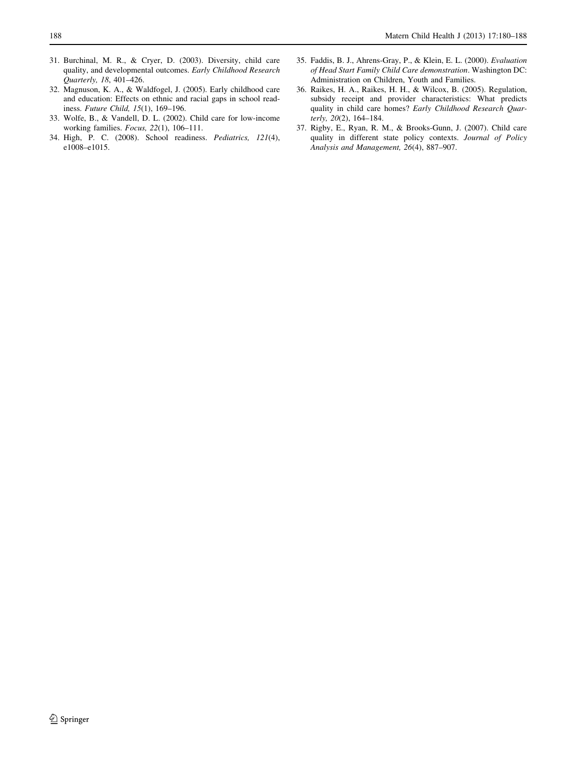31. Burchinal, M. R., & Cryer, D. (2003). Diversity, child care quality, and developmental outcomes. *Early Childhood Research Quarterly, 18*, 401–426.
32. Magnuson, K. A., & Waldfogel, J. (2005). Early childhood care and education: Effects on ethnic and racial gaps in school readiness. *Future Child, 15*(1), 169–196.
33. Wolfe, B., & Vandell, D. L. (2002). Child care for low-income working families. *Focus, 22*(1), 106–111.
34. High, P. C. (2008). School readiness. *Pediatrics, 121*(4), e1008–e1015.
35. Faddis, B. J., Ahrens-Gray, P., & Klein, E. L. (2000). *Evaluation of Head Start Family Child Care demonstration*. Washington DC: Administration on Children, Youth and Families.
36. Raikes, H. A., Raikes, H. H., & Wilcox, B. (2005). Regulation, subsidy receipt and provider characteristics: What predicts quality in child care homes? *Early Childhood Research Quarterly, 20*(2), 164–184.
37. Rigby, E., Ryan, R. M., & Brooks-Gunn, J. (2007). Child care quality in different state policy contexts. *Journal of Policy Analysis and Management, 26*(4), 887–907.